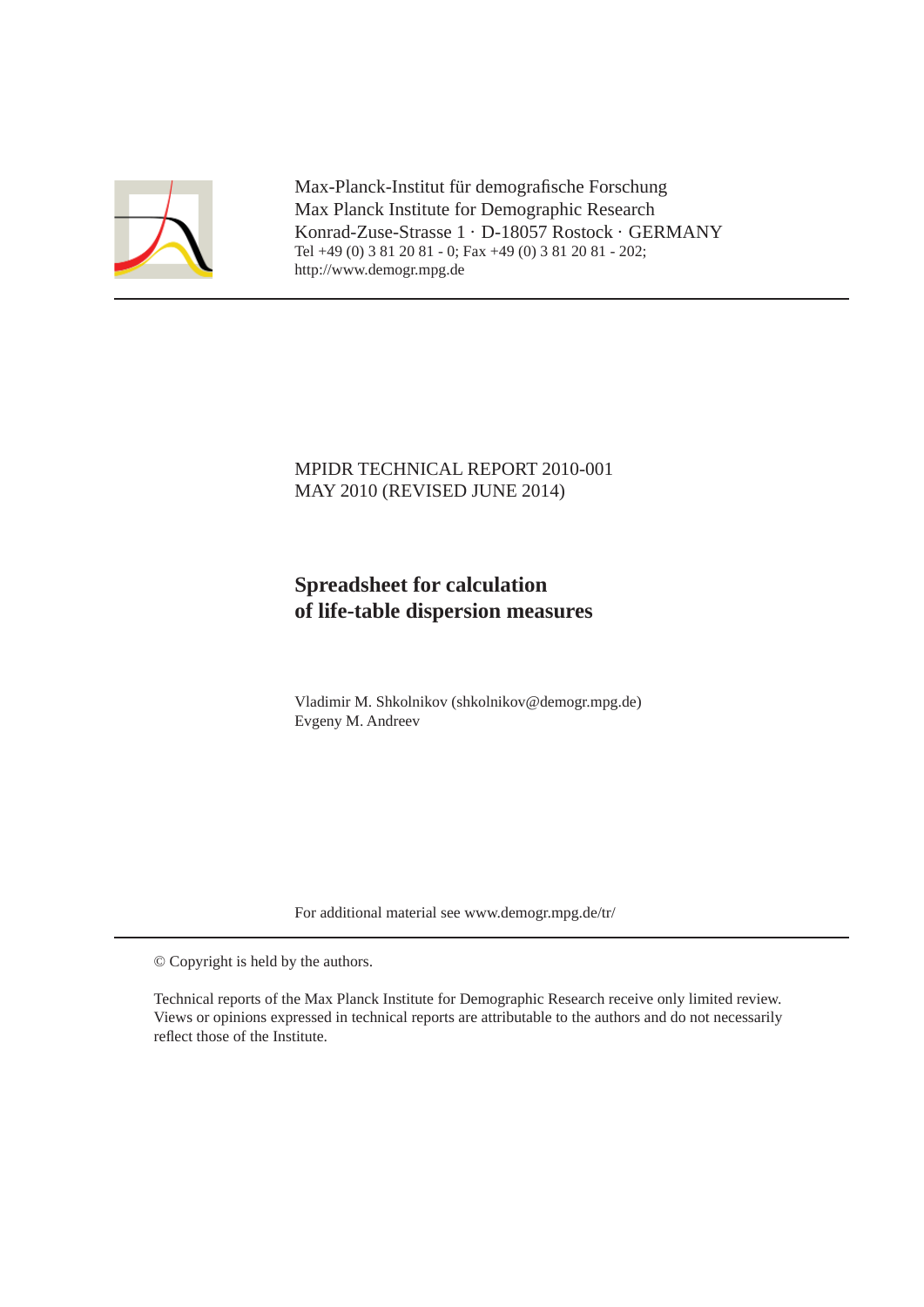Max-Planck-Institut für demografische Forschung
Max Planck Institute for Demographic Research
Konrad-Zuse-Strasse 1 · D-18057 Rostock · GERMANY
Tel +49 (0) 3 81 20 81 - 0; Fax +49 (0) 3 81 20 81 - 202;
http://www.demogr.mpg.de

---

MPIDR TECHNICAL REPORT 2010-001
MAY 2010 (REVISED JUNE 2014)

# Spreadsheet for calculation of life-table dispersion measures

Vladimir M. Shkolnikov (shkolnikov@demogr.mpg.de)
Evgeny M. Andreev

For additional material see www.demogr.mpg.de/tr/

---

© Copyright is held by the authors.

Technical reports of the Max Planck Institute for Demographic Research receive only limited review. Views or opinions expressed in technical reports are attributable to the authors and do not necessarily reflect those of the Institute.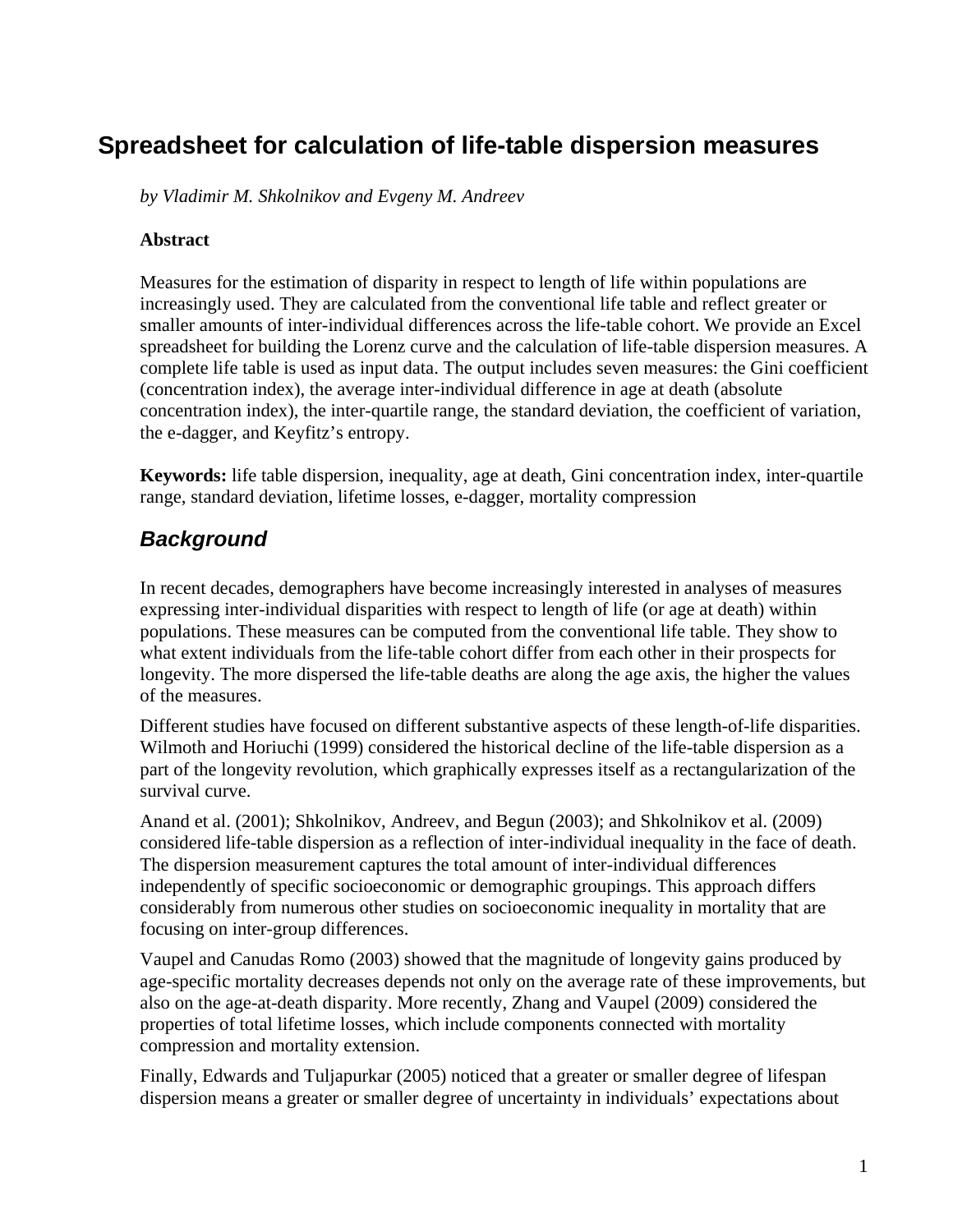# Spreadsheet for calculation of life-table dispersion measures

*by Vladimir M. Shkolnikov and Evgeny M. Andreev*

**Abstract**

Measures for the estimation of disparity in respect to length of life within populations are increasingly used. They are calculated from the conventional life table and reflect greater or smaller amounts of inter-individual differences across the life-table cohort. We provide an Excel spreadsheet for building the Lorenz curve and the calculation of life-table dispersion measures. A complete life table is used as input data. The output includes seven measures: the Gini coefficient (concentration index), the average inter-individual difference in age at death (absolute concentration index), the inter-quartile range, the standard deviation, the coefficient of variation, the e-dagger, and Keyfitz's entropy.

**Keywords:** life table dispersion, inequality, age at death, Gini concentration index, inter-quartile range, standard deviation, lifetime losses, e-dagger, mortality compression

## *Background*

In recent decades, demographers have become increasingly interested in analyses of measures expressing inter-individual disparities with respect to length of life (or age at death) within populations. These measures can be computed from the conventional life table. They show to what extent individuals from the life-table cohort differ from each other in their prospects for longevity. The more dispersed the life-table deaths are along the age axis, the higher the values of the measures.

Different studies have focused on different substantive aspects of these length-of-life disparities. Wilmoth and Horiuchi (1999) considered the historical decline of the life-table dispersion as a part of the longevity revolution, which graphically expresses itself as a rectangularization of the survival curve.

Anand et al. (2001); Shkolnikov, Andreev, and Begun (2003); and Shkolnikov et al. (2009) considered life-table dispersion as a reflection of inter-individual inequality in the face of death. The dispersion measurement captures the total amount of inter-individual differences independently of specific socioeconomic or demographic groupings. This approach differs considerably from numerous other studies on socioeconomic inequality in mortality that are focusing on inter-group differences.

Vaupel and Canudas Romo (2003) showed that the magnitude of longevity gains produced by age-specific mortality decreases depends not only on the average rate of these improvements, but also on the age-at-death disparity. More recently, Zhang and Vaupel (2009) considered the properties of total lifetime losses, which include components connected with mortality compression and mortality extension.

Finally, Edwards and Tuljapurkar (2005) noticed that a greater or smaller degree of lifespan dispersion means a greater or smaller degree of uncertainty in individuals' expectations about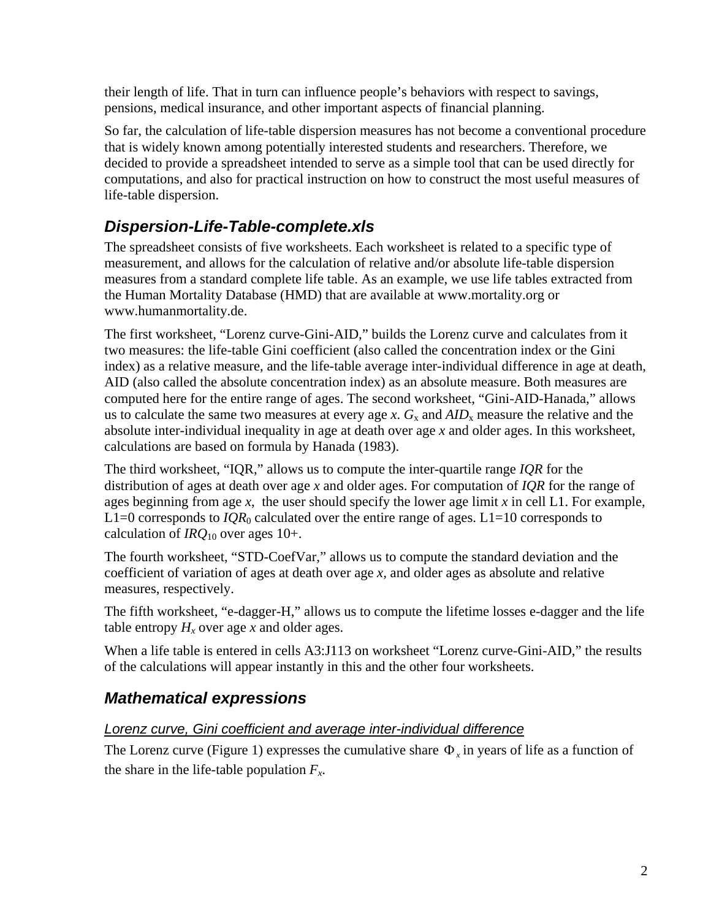their length of life. That in turn can influence people's behaviors with respect to savings, pensions, medical insurance, and other important aspects of financial planning.

So far, the calculation of life-table dispersion measures has not become a conventional procedure that is widely known among potentially interested students and researchers. Therefore, we decided to provide a spreadsheet intended to serve as a simple tool that can be used directly for computations, and also for practical instruction on how to construct the most useful measures of life-table dispersion.

## *Dispersion-Life-Table-complete.xls*

The spreadsheet consists of five worksheets. Each worksheet is related to a specific type of measurement, and allows for the calculation of relative and/or absolute life-table dispersion measures from a standard complete life table. As an example, we use life tables extracted from the Human Mortality Database (HMD) that are available at www.mortality.org or www.humanmortality.de.

The first worksheet, "Lorenz curve-Gini-AID," builds the Lorenz curve and calculates from it two measures: the life-table Gini coefficient (also called the concentration index or the Gini index) as a relative measure, and the life-table average inter-individual difference in age at death, AID (also called the absolute concentration index) as an absolute measure. Both measures are computed here for the entire range of ages. The second worksheet, "Gini-AID-Hanada," allows us to calculate the same two measures at every age $x$. $G_x$ and $AID_x$ measure the relative and the absolute inter-individual inequality in age at death over age $x$ and older ages. In this worksheet, calculations are based on formula by Hanada (1983).

The third worksheet, "IQR," allows us to compute the inter-quartile range $IQR$ for the distribution of ages at death over age $x$ and older ages. For computation of $IQR$ for the range of ages beginning from age $x$, the user should specify the lower age limit $x$ in cell L1. For example, L1=0 corresponds to $IQR_0$ calculated over the entire range of ages. L1=10 corresponds to calculation of $IRQ_{10}$ over ages 10+.

The fourth worksheet, "STD-CoefVar," allows us to compute the standard deviation and the coefficient of variation of ages at death over age $x$, and older ages as absolute and relative measures, respectively.

The fifth worksheet, "e-dagger-H," allows us to compute the lifetime losses e-dagger and the life table entropy $H_x$ over age $x$ and older ages.

When a life table is entered in cells A3:J113 on worksheet "Lorenz curve-Gini-AID," the results of the calculations will appear instantly in this and the other four worksheets.

## *Mathematical expressions*

### *Lorenz curve, Gini coefficient and average inter-individual difference*

The Lorenz curve (Figure 1) expresses the cumulative share $\Phi_x$ in years of life as a function of the share in the life-table population $F_x$.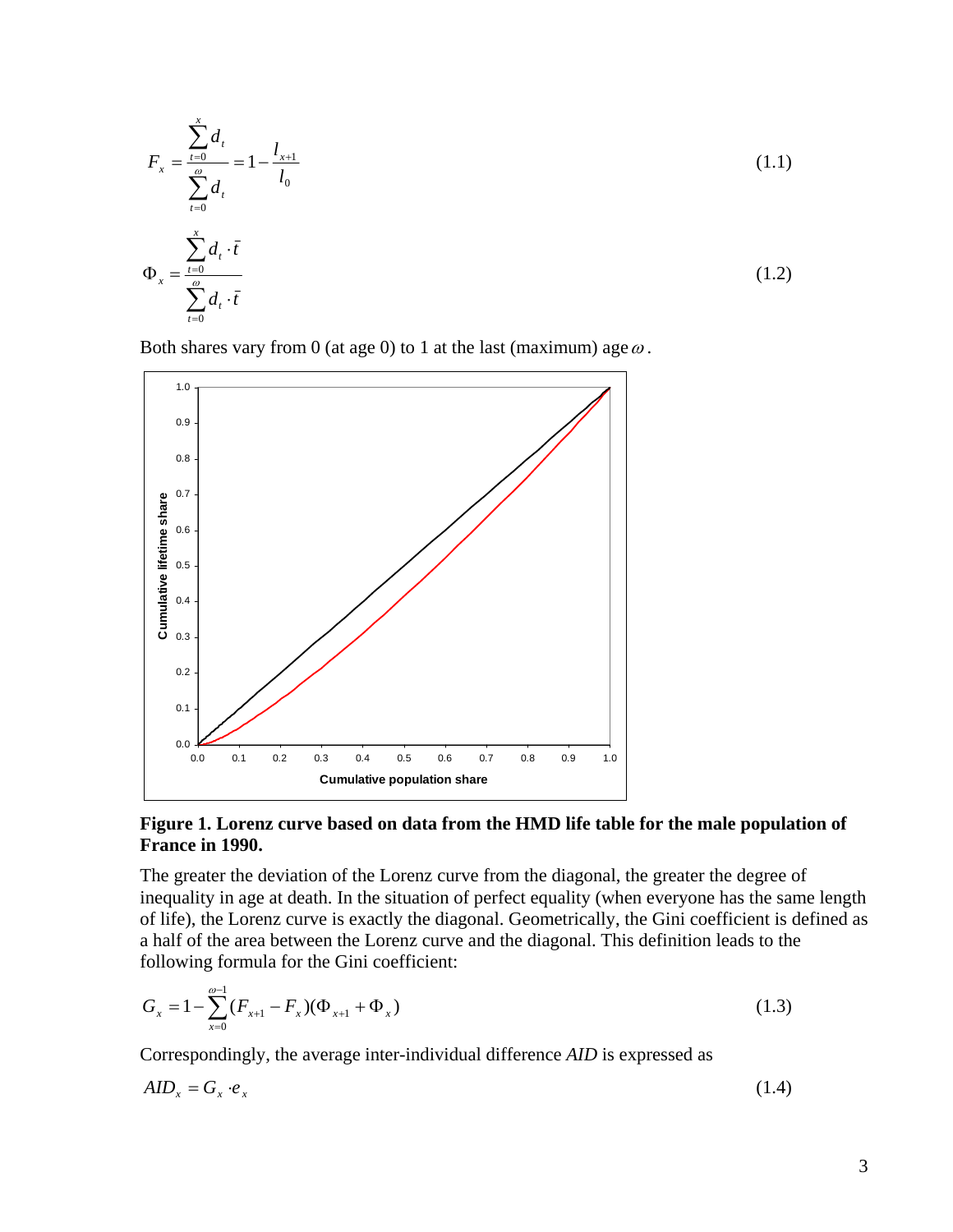$$F_x = \frac{\sum_{t=0}^{x} d_t}{\sum_{t=0}^{\omega} d_t} = 1 - \frac{l_{x+1}}{l_0} \tag{1.1}$$

$$\Phi_x = \frac{\sum_{t=0}^{x} d_t \cdot \bar{t}}{\sum_{t=0}^{\omega} d_t \cdot \bar{t}} \tag{1.2}$$

Both shares vary from 0 (at age 0) to 1 at the last (maximum) age $\omega$.

**Figure 1. Lorenz curve based on data from the HMD life table for the male population of France in 1990.**

The greater the deviation of the Lorenz curve from the diagonal, the greater the degree of inequality in age at death. In the situation of perfect equality (when everyone has the same length of life), the Lorenz curve is exactly the diagonal. Geometrically, the Gini coefficient is defined as a half of the area between the Lorenz curve and the diagonal. This definition leads to the following formula for the Gini coefficient:

$$G_x = 1 - \sum_{x=0}^{\omega-1} (F_{x+1} - F_x)(\Phi_{x+1} + \Phi_x) \tag{1.3}$$

Correspondingly, the average inter-individual difference *AID* is expressed as

$$AID_x = G_x \cdot e_x \tag{1.4}$$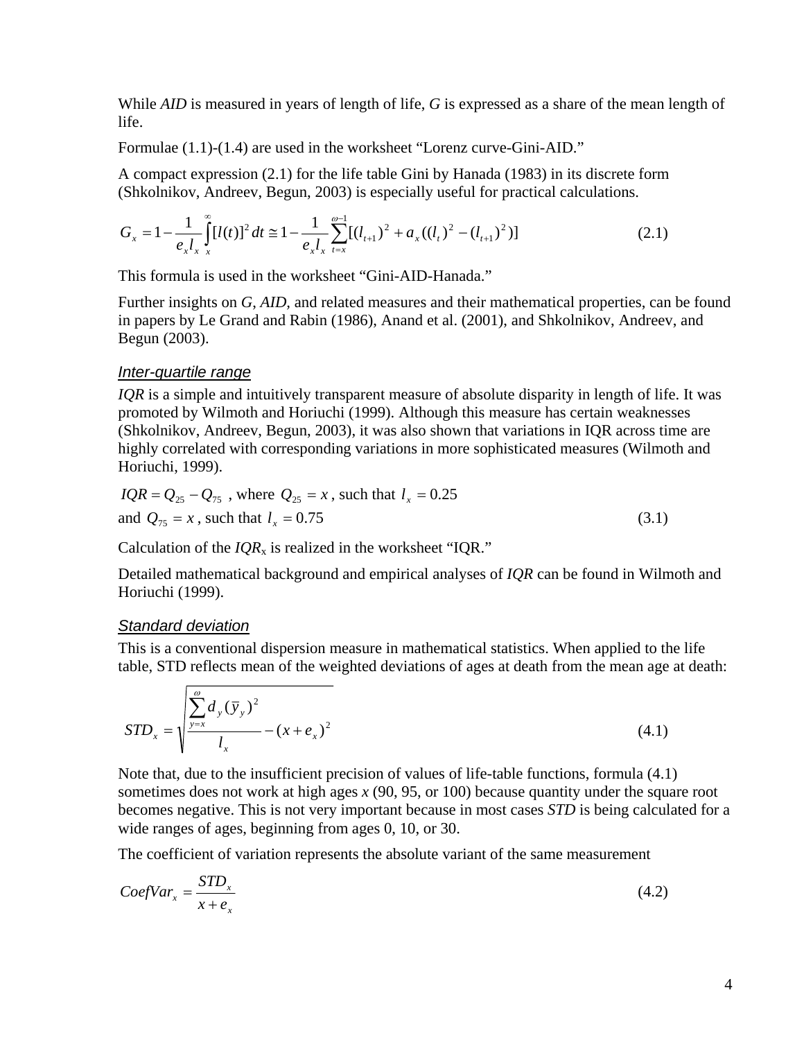While *AID* is measured in years of length of life, *G* is expressed as a share of the mean length of life.

Formulae (1.1)-(1.4) are used in the worksheet “Lorenz curve-Gini-AID.”

A compact expression (2.1) for the life table Gini by Hanada (1983) in its discrete form (Shkolnikov, Andreev, Begun, 2003) is especially useful for practical calculations.

$$G_x = 1 - \frac{1}{e_x l_x} \int_x^{\infty} [l(t)]^2 \, dt \cong 1 - \frac{1}{e_x l_x} \sum_{t=x}^{\omega-1} [(l_{t+1})^2 + a_x((l_t)^2 - (l_{t+1})^2)] \tag{2.1}$$

This formula is used in the worksheet “Gini-AID-Hanada.”

Further insights on *G*, *AID,* and related measures and their mathematical properties, can be found in papers by Le Grand and Rabin (1986), Anand et al. (2001), and Shkolnikov, Andreev, and Begun (2003).

### *Inter-quartile range*

*IQR* is a simple and intuitively transparent measure of absolute disparity in length of life. It was promoted by Wilmoth and Horiuchi (1999). Although this measure has certain weaknesses (Shkolnikov, Andreev, Begun, 2003), it was also shown that variations in IQR across time are highly correlated with corresponding variations in more sophisticated measures (Wilmoth and Horiuchi, 1999).

$IQR = Q_{25} - Q_{75}$ , where $Q_{25} = x$ , such that $l_x = 0.25$

and $Q_{75} = x$ , such that $l_x = 0.75$ (3.1)

Calculation of the $IQR_x$ is realized in the worksheet “IQR.”

Detailed mathematical background and empirical analyses of *IQR* can be found in Wilmoth and Horiuchi (1999).

### *Standard deviation*

This is a conventional dispersion measure in mathematical statistics. When applied to the life table, STD reflects mean of the weighted deviations of ages at death from the mean age at death:

$$STD_x = \sqrt{\frac{\sum_{y=x}^{\omega} d_y (\bar{y}_y)^2}{l_x} - (x + e_x)^2} \tag{4.1}$$

Note that, due to the insufficient precision of values of life-table functions, formula (4.1) sometimes does not work at high ages *x* (90, 95, or 100) because quantity under the square root becomes negative. This is not very important because in most cases *STD* is being calculated for a wide ranges of ages, beginning from ages 0, 10, or 30.

The coefficient of variation represents the absolute variant of the same measurement

$$CoefVar_x = \frac{STD_x}{x + e_x} \tag{4.2}$$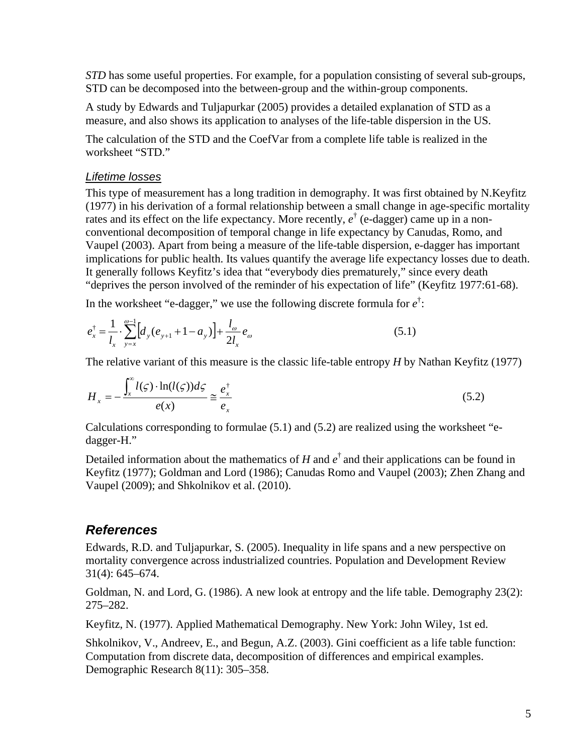*STD* has some useful properties. For example, for a population consisting of several sub-groups, STD can be decomposed into the between-group and the within-group components.

A study by Edwards and Tuljapurkar (2005) provides a detailed explanation of STD as a measure, and also shows its application to analyses of the life-table dispersion in the US.

The calculation of the STD and the CoefVar from a complete life table is realized in the worksheet "STD."

### *Lifetime losses*

This type of measurement has a long tradition in demography. It was first obtained by N.Keyfitz (1977) in his derivation of a formal relationship between a small change in age-specific mortality rates and its effect on the life expectancy. More recently, $e^{\dagger}$ (e-dagger) came up in a non-conventional decomposition of temporal change in life expectancy by Canudas, Romo, and Vaupel (2003). Apart from being a measure of the life-table dispersion, e-dagger has important implications for public health. Its values quantify the average life expectancy losses due to death. It generally follows Keyfitz's idea that "everybody dies prematurely," since every death "deprives the person involved of the reminder of his expectation of life" (Keyfitz 1977:61-68).

In the worksheet "e-dagger," we use the following discrete formula for $e^{\dagger}$:

$$e_x^{\dagger} = \frac{1}{l_x} \cdot \sum_{y=x}^{\omega-1} \left[ d_y (e_{y+1} + 1 - a_y) \right] + \frac{l_\omega}{2 l_x} e_\omega \qquad (5.1)$$

The relative variant of this measure is the classic life-table entropy *H* by Nathan Keyfitz (1977)

$$H_x = - \frac{\int_x^{\infty} l(\varsigma) \cdot \ln(l(\varsigma)) d\varsigma}{e(x)} \cong \frac{e_x^{\dagger}}{e_x} \qquad (5.2)$$

Calculations corresponding to formulae (5.1) and (5.2) are realized using the worksheet "e-dagger-H."

Detailed information about the mathematics of *H* and $e^{\dagger}$ and their applications can be found in Keyfitz (1977); Goldman and Lord (1986); Canudas Romo and Vaupel (2003); Zhen Zhang and Vaupel (2009); and Shkolnikov et al. (2010).

## *References*

Edwards, R.D. and Tuljapurkar, S. (2005). Inequality in life spans and a new perspective on mortality convergence across industrialized countries. Population and Development Review 31(4): 645–674.

Goldman, N. and Lord, G. (1986). A new look at entropy and the life table. Demography 23(2): 275–282.

Keyfitz, N. (1977). Applied Mathematical Demography. New York: John Wiley, 1st ed.

Shkolnikov, V., Andreev, E., and Begun, A.Z. (2003). Gini coefficient as a life table function: Computation from discrete data, decomposition of differences and empirical examples. Demographic Research 8(11): 305–358.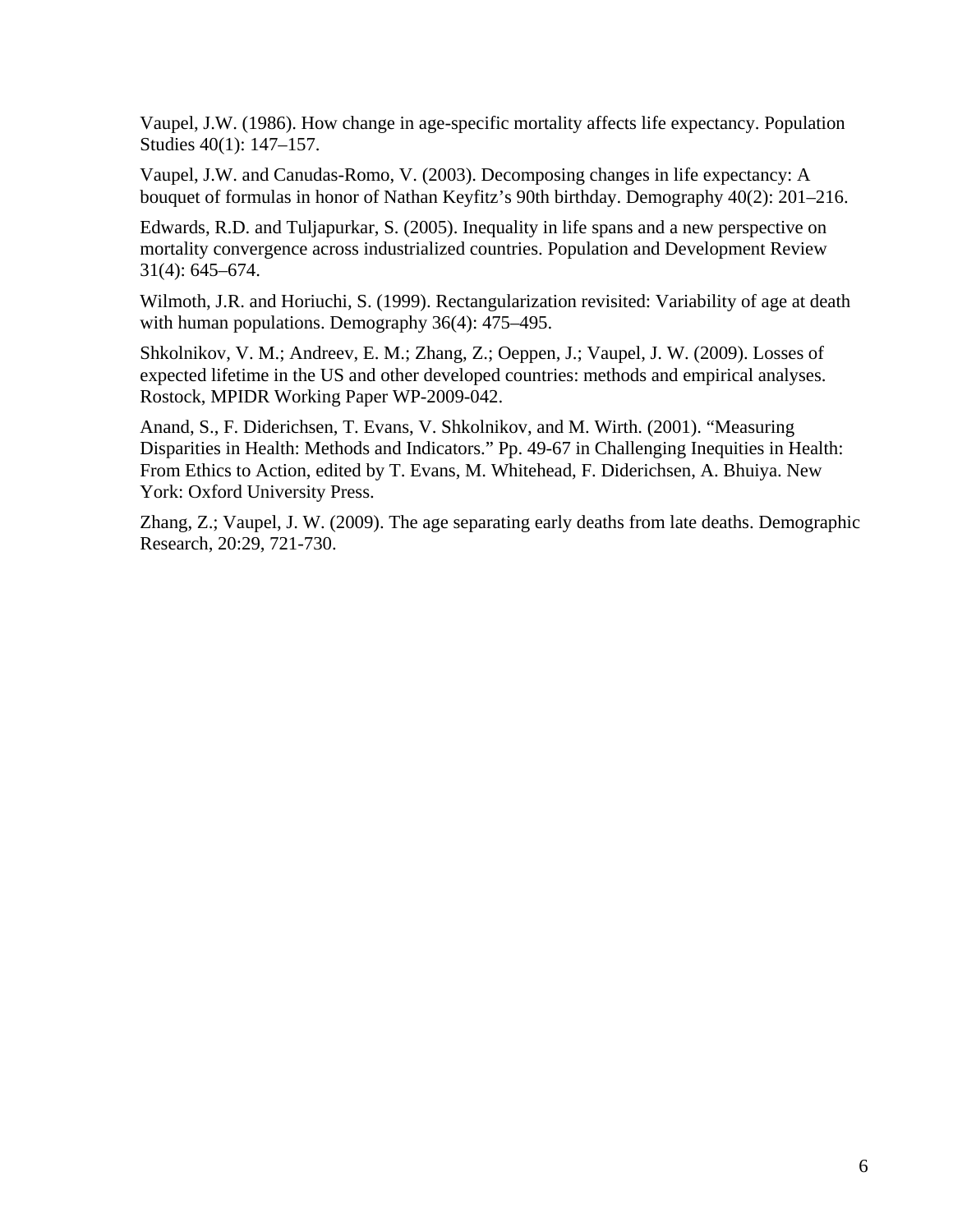Vaupel, J.W. (1986). How change in age-specific mortality affects life expectancy. Population Studies 40(1): 147–157.

Vaupel, J.W. and Canudas-Romo, V. (2003). Decomposing changes in life expectancy: A bouquet of formulas in honor of Nathan Keyfitz's 90th birthday. Demography 40(2): 201–216.

Edwards, R.D. and Tuljapurkar, S. (2005). Inequality in life spans and a new perspective on mortality convergence across industrialized countries. Population and Development Review 31(4): 645–674.

Wilmoth, J.R. and Horiuchi, S. (1999). Rectangularization revisited: Variability of age at death with human populations. Demography 36(4): 475–495.

Shkolnikov, V. M.; Andreev, E. M.; Zhang, Z.; Oeppen, J.; Vaupel, J. W. (2009). Losses of expected lifetime in the US and other developed countries: methods and empirical analyses. Rostock, MPIDR Working Paper WP-2009-042.

Anand, S., F. Diderichsen, T. Evans, V. Shkolnikov, and M. Wirth. (2001). "Measuring Disparities in Health: Methods and Indicators." Pp. 49-67 in Challenging Inequities in Health: From Ethics to Action, edited by T. Evans, M. Whitehead, F. Diderichsen, A. Bhuiya. New York: Oxford University Press.

Zhang, Z.; Vaupel, J. W. (2009). The age separating early deaths from late deaths. Demographic Research, 20:29, 721-730.